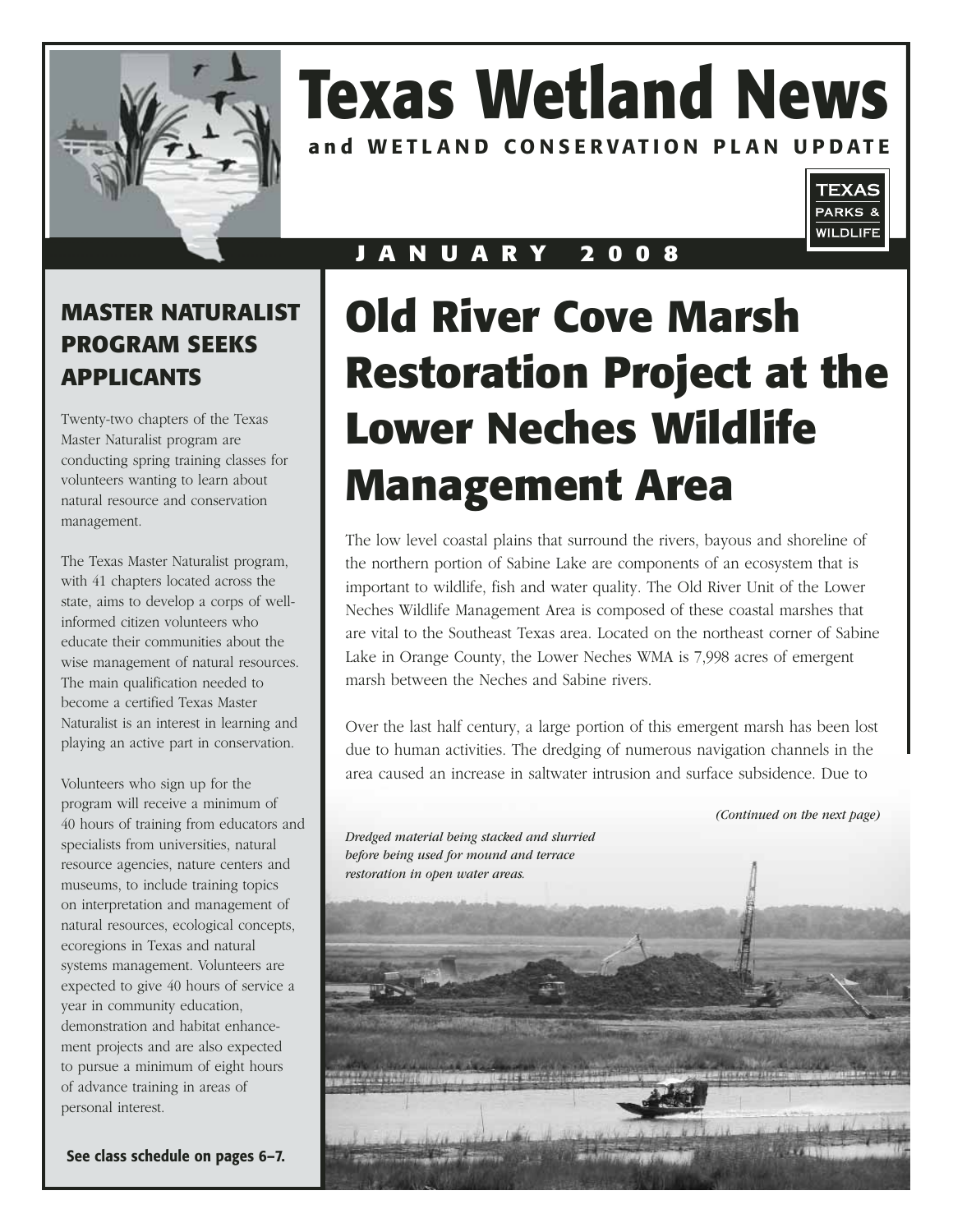# Texas Wetland News

**and WETLAND CONSERVATION PLAN UPDATE**

**JANUARY 2008**

## Old River Cove Marsh Restoration Project at the Lower Neches Wildlife Management Area

The low level coastal plains that surround the rivers, bayous and shoreline of the northern portion of Sabine Lake are components of an ecosystem that is important to wildlife, fish and water quality. The Old River Unit of the Lower Neches Wildlife Management Area is composed of these coastal marshes that are vital to the Southeast Texas area. Located on the northeast corner of Sabine Lake in Orange County, the Lower Neches WMA is 7,998 acres of emergent marsh between the Neches and Sabine rivers.

Over the last half century, a large portion of this emergent marsh has been lost due to human activities. The dredging of numerous navigation channels in the area caused an increase in saltwater intrusion and surface subsidence. Due to

*(Continued on the next page)*

*Dredged material being stacked and slurried before being used for mound and terrace restoration in open water areas.*

## MASTER NATURALIST PROGRAM SEEKS APPLICANTS

Twenty-two chapters of the Texas Master Naturalist program are conducting spring training classes for volunteers wanting to learn about natural resource and conservation management.

The Texas Master Naturalist program, with 41 chapters located across the state, aims to develop a corps of well-informed citizen volunteers who educate their communities about the wise management of natural resources. The main qualification needed to become a certified Texas Master Naturalist is an interest in learning and playing an active part in conservation.

Volunteers who sign up for the program will receive a minimum of 40 hours of training from educators and specialists from universities, natural resource agencies, nature centers and museums, to include training topics on interpretation and management of natural resources, ecological concepts, ecoregions in Texas and natural systems management. Volunteers are expected to give 40 hours of service a year in community education, demonstration and habitat enhancement projects and are also expected to pursue a minimum of eight hours of advance training in areas of personal interest.

**See class schedule on pages 6–7.**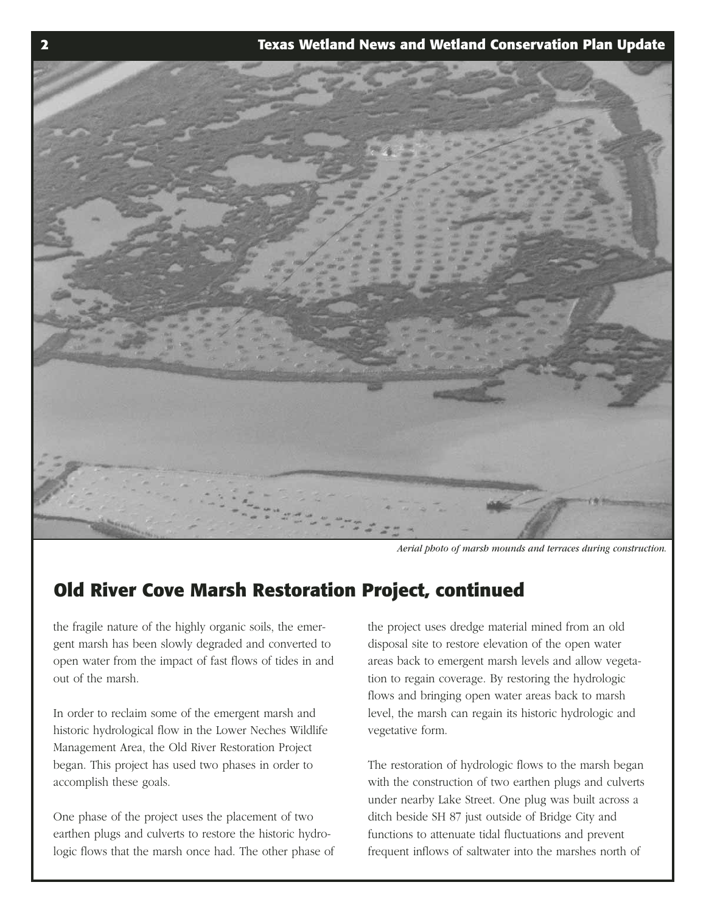*Aerial photo of marsh mounds and terraces during construction.*

## Old River Cove Marsh Restoration Project, continued

the fragile nature of the highly organic soils, the emergent marsh has been slowly degraded and converted to open water from the impact of fast flows of tides in and out of the marsh.

In order to reclaim some of the emergent marsh and historic hydrological flow in the Lower Neches Wildlife Management Area, the Old River Restoration Project began. This project has used two phases in order to accomplish these goals.

One phase of the project uses the placement of two earthen plugs and culverts to restore the historic hydrologic flows that the marsh once had. The other phase of the project uses dredge material mined from an old disposal site to restore elevation of the open water areas back to emergent marsh levels and allow vegetation to regain coverage. By restoring the hydrologic flows and bringing open water areas back to marsh level, the marsh can regain its historic hydrologic and vegetative form.

The restoration of hydrologic flows to the marsh began with the construction of two earthen plugs and culverts under nearby Lake Street. One plug was built across a ditch beside SH 87 just outside of Bridge City and functions to attenuate tidal fluctuations and prevent frequent inflows of saltwater into the marshes north of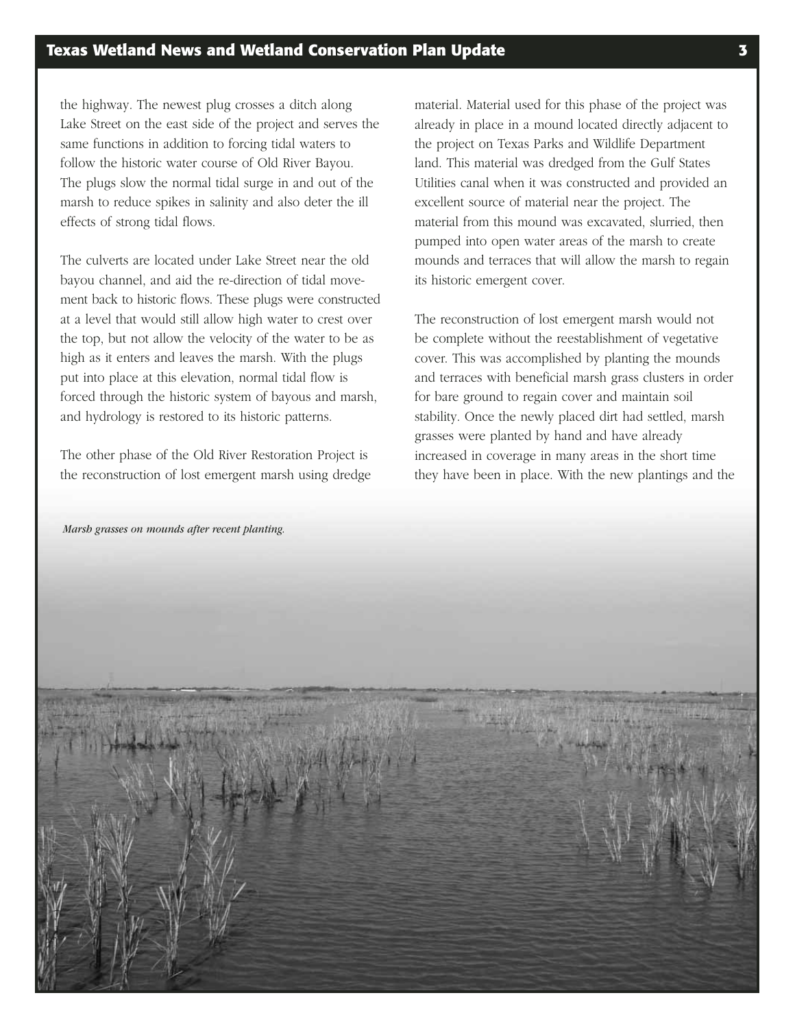the highway. The newest plug crosses a ditch along Lake Street on the east side of the project and serves the same functions in addition to forcing tidal waters to follow the historic water course of Old River Bayou. The plugs slow the normal tidal surge in and out of the marsh to reduce spikes in salinity and also deter the ill effects of strong tidal flows.

The culverts are located under Lake Street near the old bayou channel, and aid the re-direction of tidal movement back to historic flows. These plugs were constructed at a level that would still allow high water to crest over the top, but not allow the velocity of the water to be as high as it enters and leaves the marsh. With the plugs put into place at this elevation, normal tidal flow is forced through the historic system of bayous and marsh, and hydrology is restored to its historic patterns.

The other phase of the Old River Restoration Project is the reconstruction of lost emergent marsh using dredge material. Material used for this phase of the project was already in place in a mound located directly adjacent to the project on Texas Parks and Wildlife Department land. This material was dredged from the Gulf States Utilities canal when it was constructed and provided an excellent source of material near the project. The material from this mound was excavated, slurried, then pumped into open water areas of the marsh to create mounds and terraces that will allow the marsh to regain its historic emergent cover.

The reconstruction of lost emergent marsh would not be complete without the reestablishment of vegetative cover. This was accomplished by planting the mounds and terraces with beneficial marsh grass clusters in order for bare ground to regain cover and maintain soil stability. Once the newly placed dirt had settled, marsh grasses were planted by hand and have already increased in coverage in many areas in the short time they have been in place. With the new plantings and the

*Marsh grasses on mounds after recent planting.*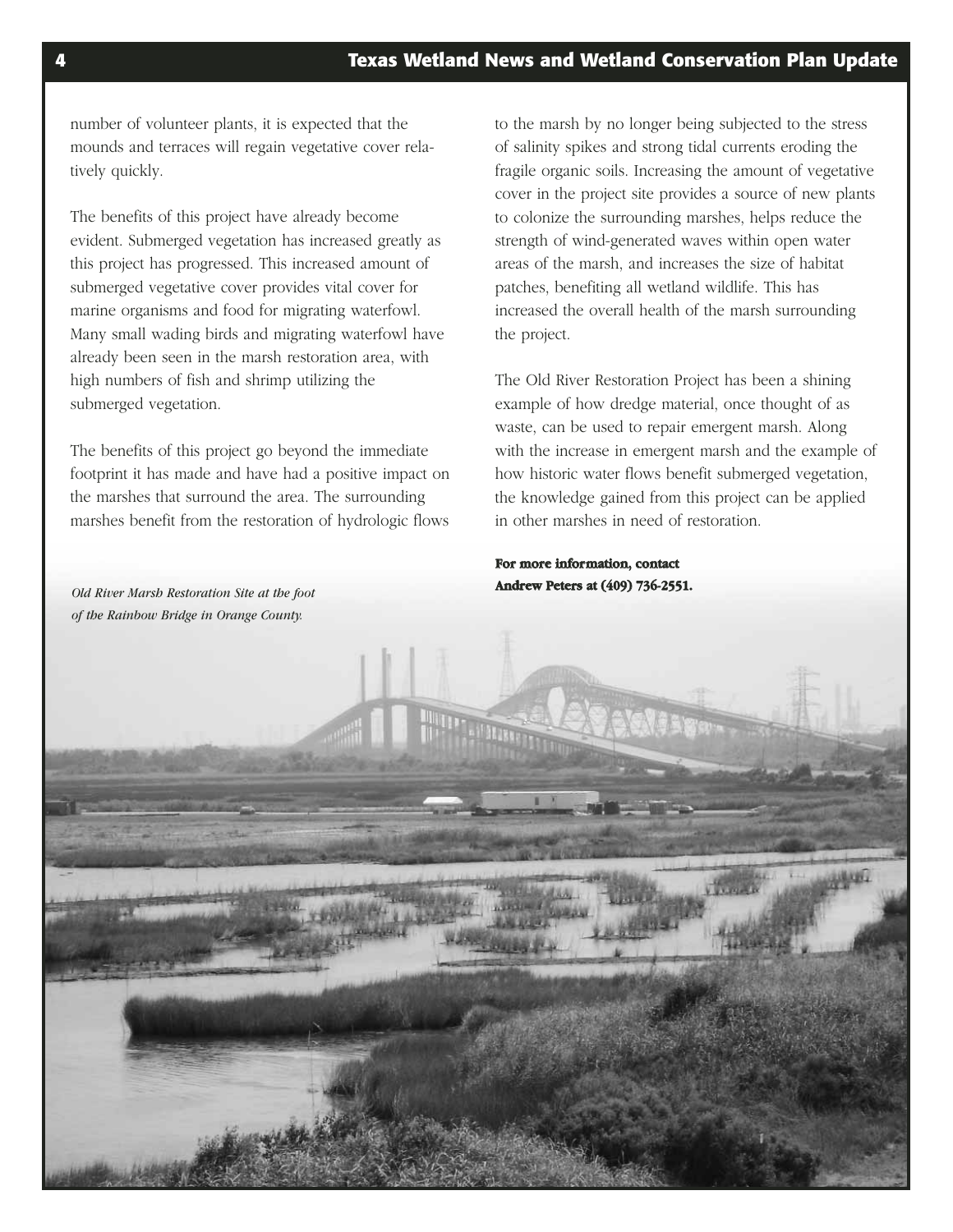number of volunteer plants, it is expected that the mounds and terraces will regain vegetative cover relatively quickly.

The benefits of this project have already become evident. Submerged vegetation has increased greatly as this project has progressed. This increased amount of submerged vegetative cover provides vital cover for marine organisms and food for migrating waterfowl. Many small wading birds and migrating waterfowl have already been seen in the marsh restoration area, with high numbers of fish and shrimp utilizing the submerged vegetation.

The benefits of this project go beyond the immediate footprint it has made and have had a positive impact on the marshes that surround the area. The surrounding marshes benefit from the restoration of hydrologic flows to the marsh by no longer being subjected to the stress of salinity spikes and strong tidal currents eroding the fragile organic soils. Increasing the amount of vegetative cover in the project site provides a source of new plants to colonize the surrounding marshes, helps reduce the strength of wind-generated waves within open water areas of the marsh, and increases the size of habitat patches, benefiting all wetland wildlife. This has increased the overall health of the marsh surrounding the project.

The Old River Restoration Project has been a shining example of how dredge material, once thought of as waste, can be used to repair emergent marsh. Along with the increase in emergent marsh and the example of how historic water flows benefit submerged vegetation, the knowledge gained from this project can be applied in other marshes in need of restoration.

**For more information, contact Andrew Peters at (409) 736-2551.**

*Old River Marsh Restoration Site at the foot of the Rainbow Bridge in Orange County.*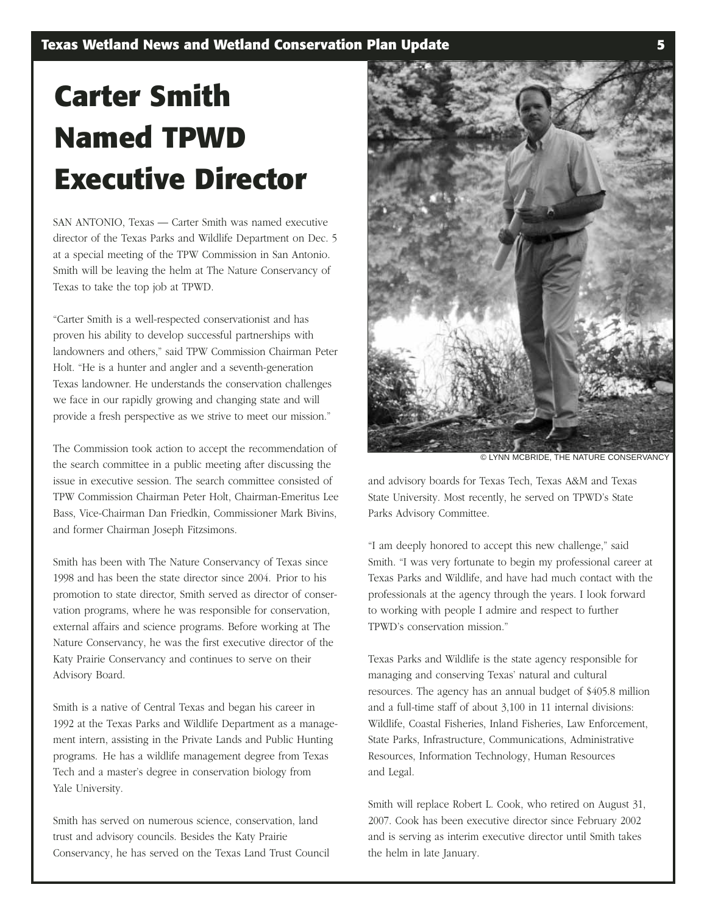# Carter Smith Named TPWD Executive Director

SAN ANTONIO, Texas — Carter Smith was named executive director of the Texas Parks and Wildlife Department on Dec. 5 at a special meeting of the TPW Commission in San Antonio. Smith will be leaving the helm at The Nature Conservancy of Texas to take the top job at TPWD.

"Carter Smith is a well-respected conservationist and has proven his ability to develop successful partnerships with landowners and others," said TPW Commission Chairman Peter Holt. "He is a hunter and angler and a seventh-generation Texas landowner. He understands the conservation challenges we face in our rapidly growing and changing state and will provide a fresh perspective as we strive to meet our mission."

The Commission took action to accept the recommendation of the search committee in a public meeting after discussing the issue in executive session. The search committee consisted of TPW Commission Chairman Peter Holt, Chairman-Emeritus Lee Bass, Vice-Chairman Dan Friedkin, Commissioner Mark Bivins, and former Chairman Joseph Fitzsimons.

Smith has been with The Nature Conservancy of Texas since 1998 and has been the state director since 2004. Prior to his promotion to state director, Smith served as director of conservation programs, where he was responsible for conservation, external affairs and science programs. Before working at The Nature Conservancy, he was the first executive director of the Katy Prairie Conservancy and continues to serve on their Advisory Board.

Smith is a native of Central Texas and began his career in 1992 at the Texas Parks and Wildlife Department as a management intern, assisting in the Private Lands and Public Hunting programs. He has a wildlife management degree from Texas Tech and a master's degree in conservation biology from Yale University.

Smith has served on numerous science, conservation, land trust and advisory councils. Besides the Katy Prairie Conservancy, he has served on the Texas Land Trust Council and advisory boards for Texas Tech, Texas A&M and Texas State University. Most recently, he served on TPWD's State Parks Advisory Committee.

© LYNN MCBRIDE, THE NATURE CONSERVANCY

"I am deeply honored to accept this new challenge," said Smith. "I was very fortunate to begin my professional career at Texas Parks and Wildlife, and have had much contact with the professionals at the agency through the years. I look forward to working with people I admire and respect to further TPWD's conservation mission."

Texas Parks and Wildlife is the state agency responsible for managing and conserving Texas' natural and cultural resources. The agency has an annual budget of $405.8 million and a full-time staff of about 3,100 in 11 internal divisions: Wildlife, Coastal Fisheries, Inland Fisheries, Law Enforcement, State Parks, Infrastructure, Communications, Administrative Resources, Information Technology, Human Resources and Legal.

Smith will replace Robert L. Cook, who retired on August 31, 2007. Cook has been executive director since February 2002 and is serving as interim executive director until Smith takes the helm in late January.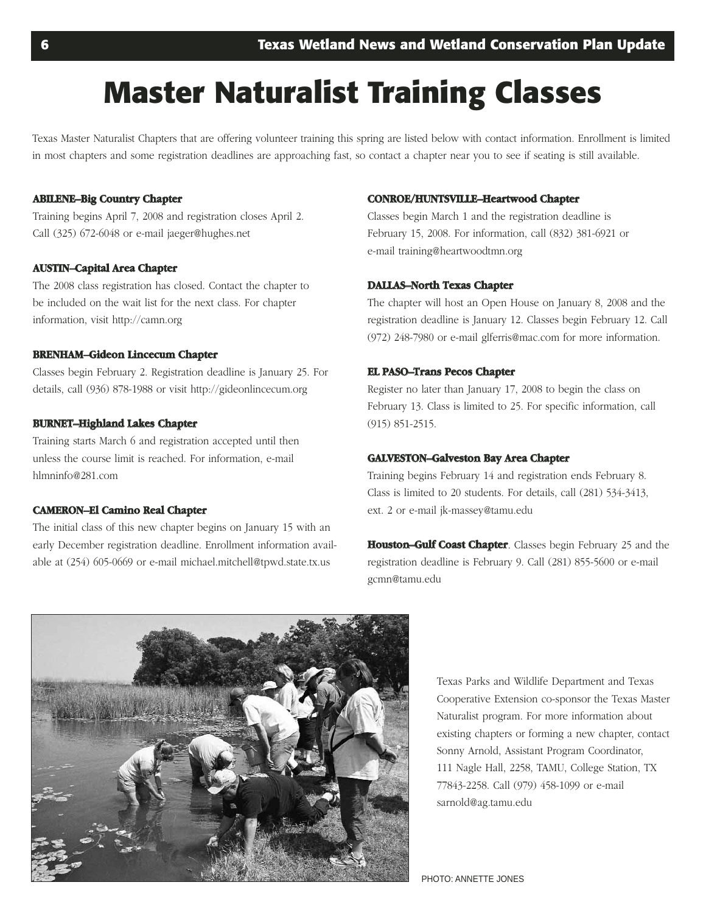# Master Naturalist Training Classes

Texas Master Naturalist Chapters that are offering volunteer training this spring are listed below with contact information. Enrollment is limited in most chapters and some registration deadlines are approaching fast, so contact a chapter near you to see if seating is still available.

**ABILENE–Big Country Chapter**
Training begins April 7, 2008 and registration closes April 2. Call (325) 672-6048 or e-mail jaeger@hughes.net

**AUSTIN–Capital Area Chapter**
The 2008 class registration has closed. Contact the chapter to be included on the wait list for the next class. For chapter information, visit http://camn.org

**BRENHAM–Gideon Lincecum Chapter**
Classes begin February 2. Registration deadline is January 25. For details, call (936) 878-1988 or visit http://gideonlincecum.org

**BURNET–Highland Lakes Chapter**
Training starts March 6 and registration accepted until then unless the course limit is reached. For information, e-mail hlmninfo@281.com

**CAMERON–El Camino Real Chapter**
The initial class of this new chapter begins on January 15 with an early December registration deadline. Enrollment information available at (254) 605-0669 or e-mail michael.mitchell@tpwd.state.tx.us

**CONROE/HUNTSVILLE–Heartwood Chapter**
Classes begin March 1 and the registration deadline is February 15, 2008. For information, call (832) 381-6921 or e-mail training@heartwoodtmn.org

**DALLAS–North Texas Chapter**
The chapter will host an Open House on January 8, 2008 and the registration deadline is January 12. Classes begin February 12. Call (972) 248-7980 or e-mail glferris@mac.com for more information.

**EL PASO–Trans Pecos Chapter**
Register no later than January 17, 2008 to begin the class on February 13. Class is limited to 25. For specific information, call (915) 851-2515.

**GALVESTON–Galveston Bay Area Chapter**
Training begins February 14 and registration ends February 8. Class is limited to 20 students. For details, call (281) 534-3413, ext. 2 or e-mail jk-massey@tamu.edu

**Houston–Gulf Coast Chapter**. Classes begin February 25 and the registration deadline is February 9. Call (281) 855-5600 or e-mail gcmn@tamu.edu

Texas Parks and Wildlife Department and Texas Cooperative Extension co-sponsor the Texas Master Naturalist program. For more information about existing chapters or forming a new chapter, contact Sonny Arnold, Assistant Program Coordinator, 111 Nagle Hall, 2258, TAMU, College Station, TX 77843-2258. Call (979) 458-1099 or e-mail sarnold@ag.tamu.edu

PHOTO: ANNETTE JONES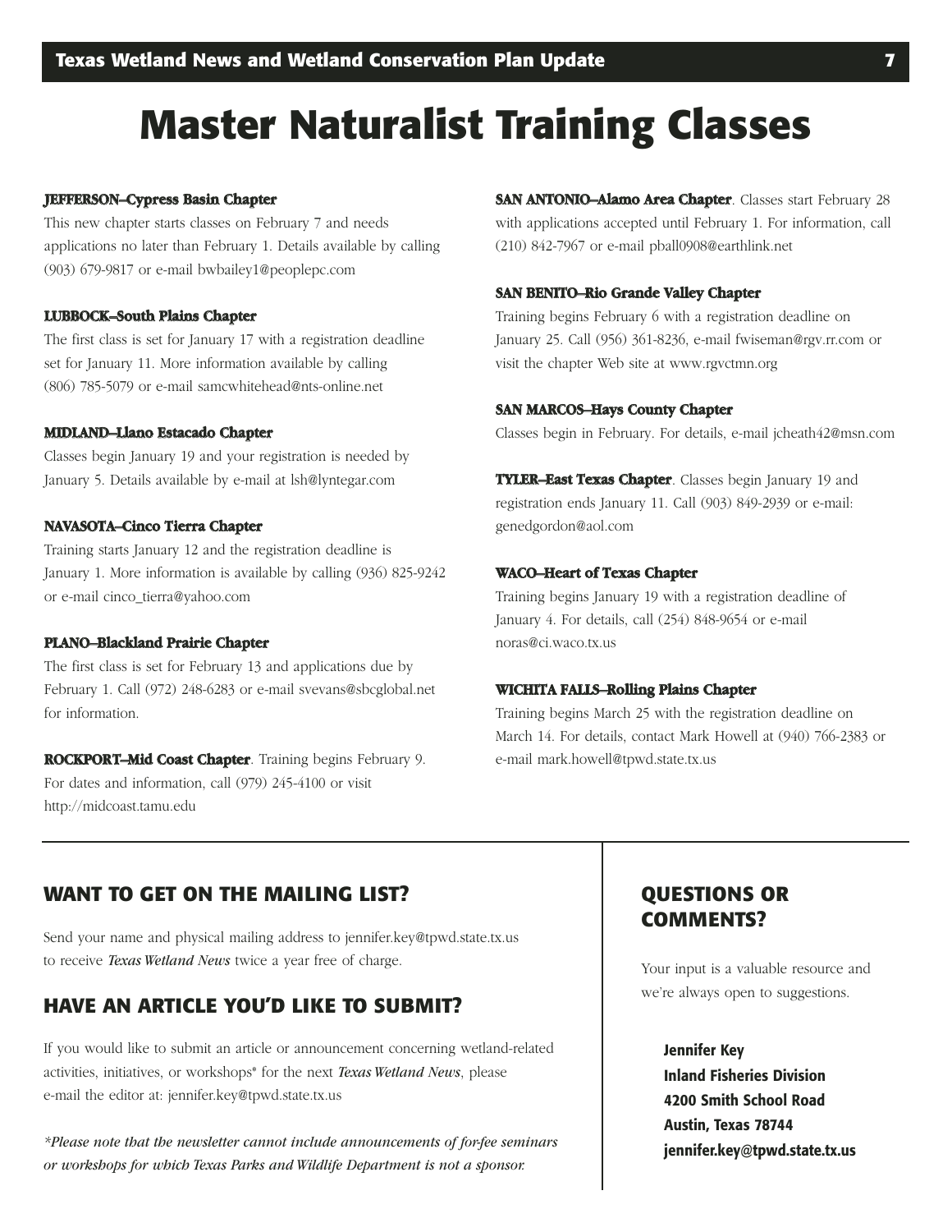# Master Naturalist Training Classes

**JEFFERSON–Cypress Basin Chapter**

This new chapter starts classes on February 7 and needs applications no later than February 1. Details available by calling (903) 679-9817 or e-mail bwbailey1@peoplepc.com

**LUBBOCK–South Plains Chapter**

The first class is set for January 17 with a registration deadline set for January 11. More information available by calling (806) 785-5079 or e-mail samcwhitehead@nts-online.net

**MIDLAND–Llano Estacado Chapter**

Classes begin January 19 and your registration is needed by January 5. Details available by e-mail at lsh@lyntegar.com

**NAVASOTA–Cinco Tierra Chapter**

Training starts January 12 and the registration deadline is January 1. More information is available by calling (936) 825-9242 or e-mail cinco_tierra@yahoo.com

**PLANO–Blackland Prairie Chapter**

The first class is set for February 13 and applications due by February 1. Call (972) 248-6283 or e-mail svevans@sbcglobal.net for information.

**ROCKPORT–Mid Coast Chapter**. Training begins February 9. For dates and information, call (979) 245-4100 or visit http://midcoast.tamu.edu

**SAN ANTONIO–Alamo Area Chapter**. Classes start February 28 with applications accepted until February 1. For information, call (210) 842-7967 or e-mail pball0908@earthlink.net

**SAN BENITO–Rio Grande Valley Chapter**

Training begins February 6 with a registration deadline on January 25. Call (956) 361-8236, e-mail fwiseman@rgv.rr.com or visit the chapter Web site at www.rgvctmn.org

**SAN MARCOS–Hays County Chapter**

Classes begin in February. For details, e-mail jcheath42@msn.com

**TYLER–East Texas Chapter**. Classes begin January 19 and registration ends January 11. Call (903) 849-2939 or e-mail: genedgordon@aol.com

**WACO–Heart of Texas Chapter**

Training begins January 19 with a registration deadline of January 4. For details, call (254) 848-9654 or e-mail noras@ci.waco.tx.us

**WICHITA FALLS–Rolling Plains Chapter**

Training begins March 25 with the registration deadline on March 14. For details, contact Mark Howell at (940) 766-2383 or e-mail mark.howell@tpwd.state.tx.us

## WANT TO GET ON THE MAILING LIST?

Send your name and physical mailing address to jennifer.key@tpwd.state.tx.us to receive *Texas Wetland News* twice a year free of charge.

## HAVE AN ARTICLE YOU'D LIKE TO SUBMIT?

If you would like to submit an article or announcement concerning wetland-related activities, initiatives, or workshops* for the next *Texas Wetland News*, please e-mail the editor at: jennifer.key@tpwd.state.tx.us

*\*Please note that the newsletter cannot include announcements of for-fee seminars or workshops for which Texas Parks and Wildlife Department is not a sponsor.*

## QUESTIONS OR COMMENTS?

Your input is a valuable resource and we're always open to suggestions.

**Jennifer Key**
**Inland Fisheries Division**
**4200 Smith School Road**
**Austin, Texas 78744**
**jennifer.key@tpwd.state.tx.us**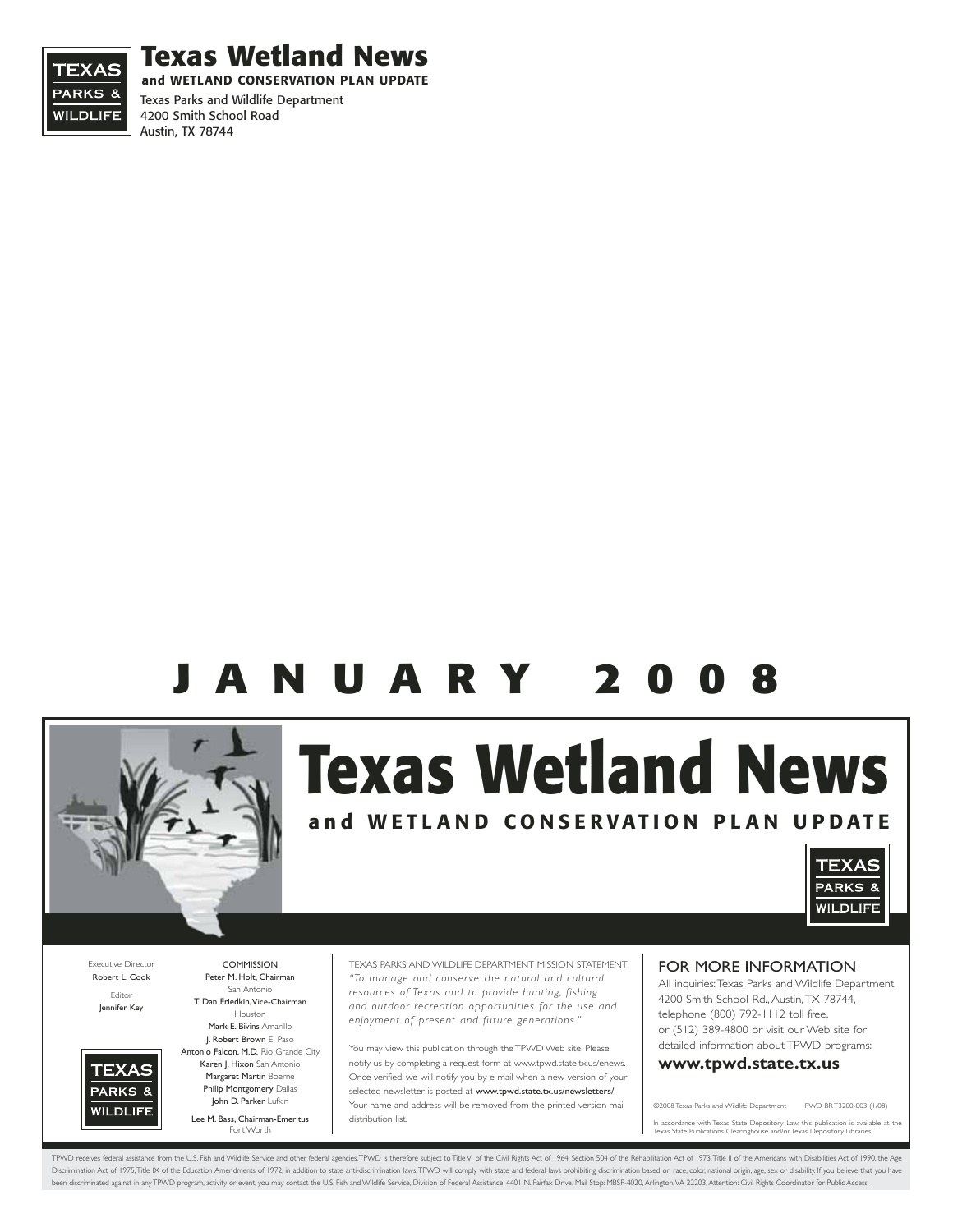**Texas Wetland News**
**and WETLAND CONSERVATION PLAN UPDATE**
Texas Parks and Wildlife Department
4200 Smith School Road
Austin, TX 78744

# JANUARY 2008

# Texas Wetland News

## and WETLAND CONSERVATION PLAN UPDATE

Executive Director
Robert L. Cook

Editor
Jennifer Key

COMMISSION
Peter M. Holt, Chairman San Antonio
T. Dan Friedkin, Vice-Chairman Houston
Mark E. Bivins Amarillo
J. Robert Brown El Paso
Antonio Falcon, M.D. Rio Grande City
Karen J. Hixon San Antonio
Margaret Martin Boerne
Philip Montgomery Dallas
John D. Parker Lufkin
Lee M. Bass, Chairman-Emeritus Fort Worth

TEXAS PARKS AND WILDLIFE DEPARTMENT MISSION STATEMENT
*"To manage and conserve the natural and cultural resources of Texas and to provide hunting, fishing and outdoor recreation opportunities for the use and enjoyment of present and future generations."*

You may view this publication through the TPWD Web site. Please notify us by completing a request form at www.tpwd.state.tx.us/enews. Once verified, we will notify you by e-mail when a new version of your selected newsletter is posted at **www.tpwd.state.tx.us/newsletters/**. Your name and address will be removed from the printed version mail distribution list.

FOR MORE INFORMATION
All inquiries: Texas Parks and Wildlife Department, 4200 Smith School Rd., Austin, TX 78744, telephone (800) 792-1112 toll free, or (512) 389-4800 or visit our Web site for detailed information about TPWD programs:

**www.tpwd.state.tx.us**

©2008 Texas Parks and Wildlife Department PWD BR T3200-003 (1/08)

In accordance with Texas State Depository Law, this publication is available at the Texas State Publications Clearinghouse and/or Texas Depository Libraries.

TPWD receives federal assistance from the U.S. Fish and Wildlife Service and other federal agencies. TPWD is therefore subject to Title VI of the Civil Rights Act of 1964, Section 504 of the Rehabilitation Act of 1973, Title II of the Americans with Disabilities Act of 1990, the Age Discrimination Act of 1975, Title IX of the Education Amendments of 1972, in addition to state anti-discrimination laws. TPWD will comply with state and federal laws prohibiting discrimination based on race, color, national origin, age, sex or disability. If you believe that you have been discriminated against in any TPWD program, activity or event, you may contact the U.S. Fish and Wildlife Service, Division of Federal Assistance, 4401 N. Fairfax Drive, Mail Stop: MBSP-4020, Arlington, VA 22203, Attention: Civil Rights Coordinator for Public Access.